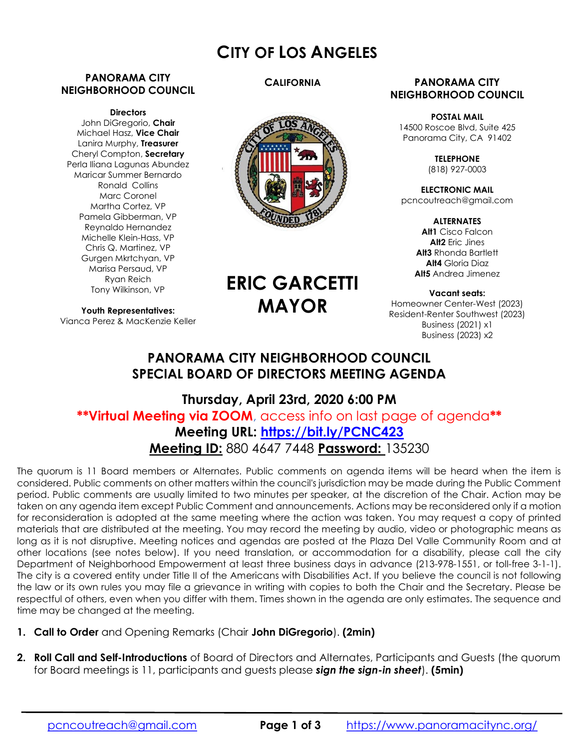# CITY OF LOS ANGELES

**PANORAMA CITY NEIGHBORHOOD COUNCIL**

**Directors**
John DiGregorio, **Chair**
Michael Hasz, **Vice Chair**
Lanira Murphy, **Treasurer**
Cheryl Compton, **Secretary**
Perla Iliana Lagunas Abundez
Maricar Summer Bernardo
Ronald Collins
Marc Coronel
Martha Cortez, VP
Pamela Gibberman, VP
Reynaldo Hernandez
Michelle Klein-Hass, VP
Chris Q. Martinez, VP
Gurgen Mkrtchyan, VP
Marisa Persaud, VP
Ryan Reich
Tony Wilkinson, VP

**Youth Representatives:**
Vianca Perez & MacKenzie Keller

**CALIFORNIA**

**ERIC GARCETTI MAYOR**

**PANORAMA CITY NEIGHBORHOOD COUNCIL**

**POSTAL MAIL**
14500 Roscoe Blvd, Suite 425
Panorama City, CA 91402

**TELEPHONE**
(818) 927-0003

**ELECTRONIC MAIL**
pcncoutreach@gmail.com

**ALTERNATES**
**Alt1** Cisco Falcon
**Alt2** Eric Jines
**Alt3** Rhonda Bartlett
**Alt4** Gloria Diaz
**Alt5** Andrea Jimenez

**Vacant seats:**
Homeowner Center-West (2023)
Resident-Renter Southwest (2023)
Business (2021) x1
Business (2023) x2

## PANORAMA CITY NEIGHBORHOOD COUNCIL SPECIAL BOARD OF DIRECTORS MEETING AGENDA

### Thursday, April 23rd, 2020 6:00 PM

**\*\*Virtual Meeting via ZOOM**, access info on last page of agenda**\*\***
**Meeting URL: https://bit.ly/PCNC423**
**Meeting ID:** 880 4647 7448 **Password:** 135230

The quorum is 11 Board members or Alternates. Public comments on agenda items will be heard when the item is considered. Public comments on other matters within the council's jurisdiction may be made during the Public Comment period. Public comments are usually limited to two minutes per speaker, at the discretion of the Chair. Action may be taken on any agenda item except Public Comment and announcements. Actions may be reconsidered only if a motion for reconsideration is adopted at the same meeting where the action was taken. You may request a copy of printed materials that are distributed at the meeting. You may record the meeting by audio, video or photographic means as long as it is not disruptive. Meeting notices and agendas are posted at the Plaza Del Valle Community Room and at other locations (see notes below). If you need translation, or accommodation for a disability, please call the city Department of Neighborhood Empowerment at least three business days in advance (213-978-1551, or toll-free 3-1-1). The city is a covered entity under Title II of the Americans with Disabilities Act. If you believe the council is not following the law or its own rules you may file a grievance in writing with copies to both the Chair and the Secretary. Please be respectful of others, even when you differ with them. Times shown in the agenda are only estimates. The sequence and time may be changed at the meeting.

1. **Call to Order** and Opening Remarks (Chair **John DiGregorio**). **(2min)**

2. **Roll Call and Self-Introductions** of Board of Directors and Alternates, Participants and Guests (the quorum for Board meetings is 11, participants and guests please ***sign the sign-in sheet***). **(5min)**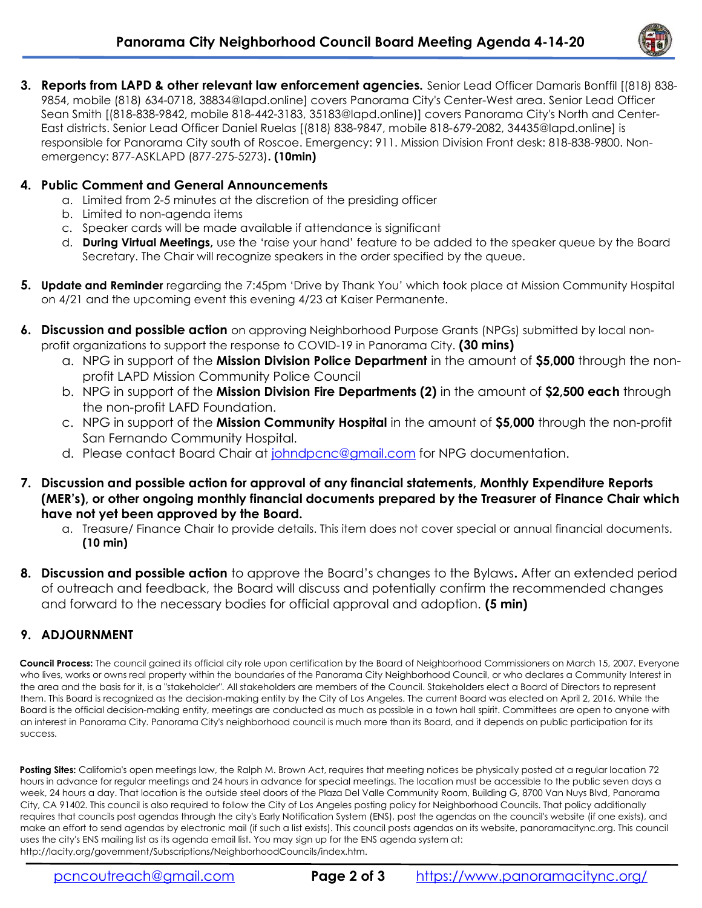3. **Reports from LAPD & other relevant law enforcement agencies.** Senior Lead Officer Damaris Bonffil [(818) 838-9854, mobile (818) 634-0718, 38834@lapd.online] covers Panorama City's Center-West area. Senior Lead Officer Sean Smith [(818-838-9842, mobile 818-442-3183, 35183@lapd.online)] covers Panorama City's North and Center-East districts. Senior Lead Officer Daniel Ruelas [(818) 838-9847, mobile 818-679-2082, 34435@lapd.online] is responsible for Panorama City south of Roscoe. Emergency: 911. Mission Division Front desk: 818-838-9800. Non-emergency: 877-ASKLAPD (877-275-5273). **(10min)**

4. **Public Comment and General Announcements**
   a. Limited from 2-5 minutes at the discretion of the presiding officer
   b. Limited to non-agenda items
   c. Speaker cards will be made available if attendance is significant
   d. **During Virtual Meetings,** use the 'raise your hand' feature to be added to the speaker queue by the Board Secretary. The Chair will recognize speakers in the order specified by the queue.

5. **Update and Reminder** regarding the 7:45pm 'Drive by Thank You' which took place at Mission Community Hospital on 4/21 and the upcoming event this evening 4/23 at Kaiser Permanente.

6. **Discussion and possible action** on approving Neighborhood Purpose Grants (NPGs) submitted by local non-profit organizations to support the response to COVID-19 in Panorama City. **(30 mins)**
   a. NPG in support of the **Mission Division Police Department** in the amount of **$5,000** through the non-profit LAPD Mission Community Police Council
   b. NPG in support of the **Mission Division Fire Departments (2)** in the amount of **$2,500 each** through the non-profit LAFD Foundation.
   c. NPG in support of the **Mission Community Hospital** in the amount of **$5,000** through the non-profit San Fernando Community Hospital.
   d. Please contact Board Chair at johndpcnc@gmail.com for NPG documentation.

7. **Discussion and possible action for approval of any financial statements, Monthly Expenditure Reports (MER's), or other ongoing monthly financial documents prepared by the Treasurer of Finance Chair which have not yet been approved by the Board.**
   a. Treasure/ Finance Chair to provide details. This item does not cover special or annual financial documents. **(10 min)**

8. **Discussion and possible action** to approve the Board's changes to the Bylaws**.** After an extended period of outreach and feedback, the Board will discuss and potentially confirm the recommended changes and forward to the necessary bodies for official approval and adoption. **(5 min)**

9. **ADJOURNMENT**

**Council Process:** The council gained its official city role upon certification by the Board of Neighborhood Commissioners on March 15, 2007. Everyone who lives, works or owns real property within the boundaries of the Panorama City Neighborhood Council, or who declares a Community Interest in the area and the basis for it, is a "stakeholder". All stakeholders are members of the Council. Stakeholders elect a Board of Directors to represent them. This Board is recognized as the decision-making entity by the City of Los Angeles. The current Board was elected on April 2, 2016. While the Board is the official decision-making entity, meetings are conducted as much as possible in a town hall spirit. Committees are open to anyone with an interest in Panorama City. Panorama City's neighborhood council is much more than its Board, and it depends on public participation for its success.

**Posting Sites:** California's open meetings law, the Ralph M. Brown Act, requires that meeting notices be physically posted at a regular location 72 hours in advance for regular meetings and 24 hours in advance for special meetings. The location must be accessible to the public seven days a week, 24 hours a day. That location is the outside steel doors of the Plaza Del Valle Community Room, Building G, 8700 Van Nuys Blvd, Panorama City, CA 91402. This council is also required to follow the City of Los Angeles posting policy for Neighborhood Councils. That policy additionally requires that councils post agendas through the city's Early Notification System (ENS), post the agendas on the council's website (if one exists), and make an effort to send agendas by electronic mail (if such a list exists). This council posts agendas on its website, panoramacitync.org. This council uses the city's ENS mailing list as its agenda email list. You may sign up for the ENS agenda system at: http://lacity.org/government/Subscriptions/NeighborhoodCouncils/index.htm.

pcncoutreach@gmail.com https://www.panoramacitync.org/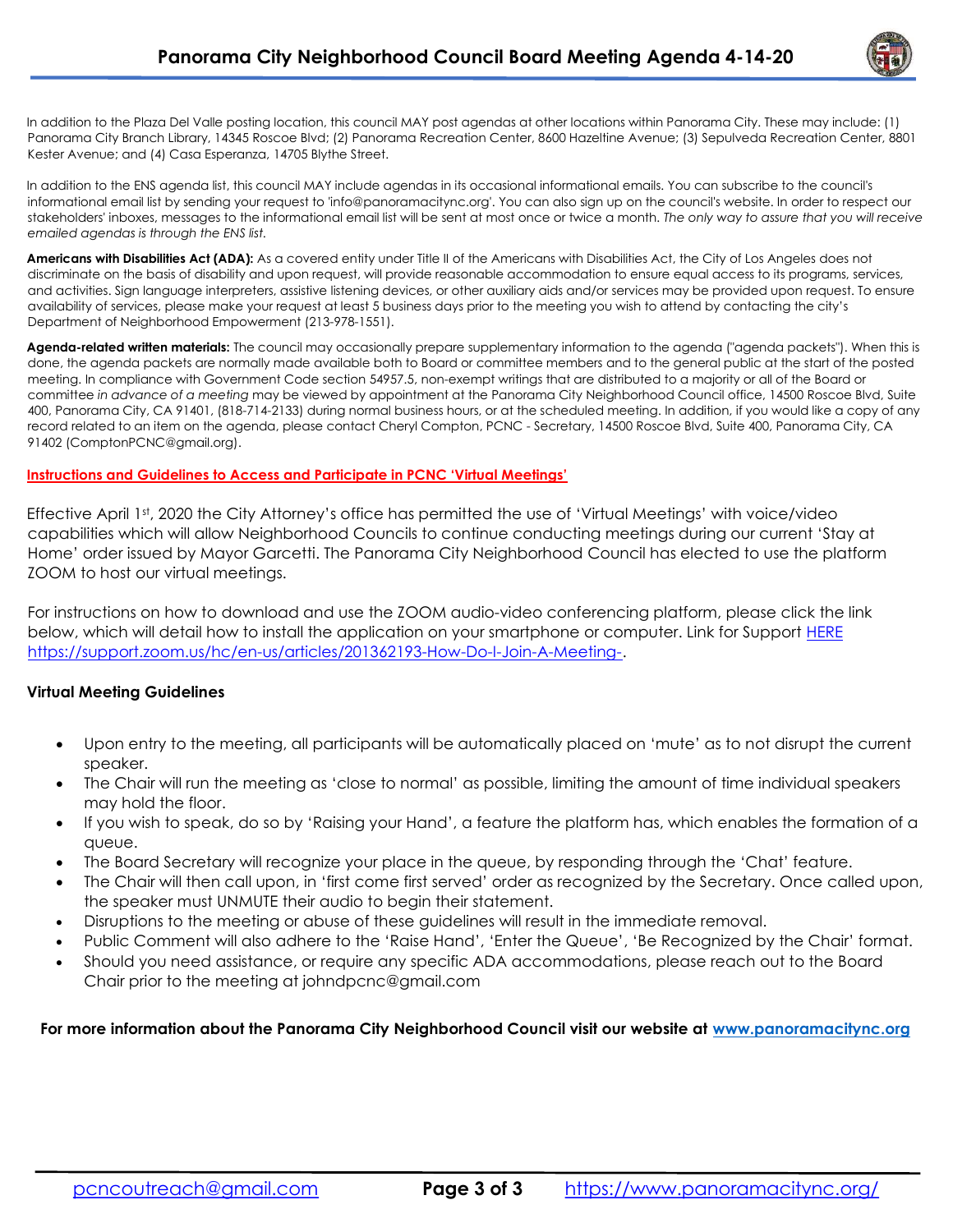In addition to the Plaza Del Valle posting location, this council MAY post agendas at other locations within Panorama City. These may include: (1) Panorama City Branch Library, 14345 Roscoe Blvd; (2) Panorama Recreation Center, 8600 Hazeltine Avenue; (3) Sepulveda Recreation Center, 8801 Kester Avenue; and (4) Casa Esperanza, 14705 Blythe Street.

In addition to the ENS agenda list, this council MAY include agendas in its occasional informational emails. You can subscribe to the council's informational email list by sending your request to 'info@panoramacitync.org'. You can also sign up on the council's website. In order to respect our stakeholders' inboxes, messages to the informational email list will be sent at most once or twice a month. *The only way to assure that you will receive emailed agendas is through the ENS list.*

**Americans with Disabilities Act (ADA):** As a covered entity under Title II of the Americans with Disabilities Act, the City of Los Angeles does not discriminate on the basis of disability and upon request, will provide reasonable accommodation to ensure equal access to its programs, services, and activities. Sign language interpreters, assistive listening devices, or other auxiliary aids and/or services may be provided upon request. To ensure availability of services, please make your request at least 5 business days prior to the meeting you wish to attend by contacting the city's Department of Neighborhood Empowerment (213-978-1551).

**Agenda-related written materials:** The council may occasionally prepare supplementary information to the agenda ("agenda packets"). When this is done, the agenda packets are normally made available both to Board or committee members and to the general public at the start of the posted meeting. In compliance with Government Code section 54957.5, non-exempt writings that are distributed to a majority or all of the Board or committee *in advance of a meeting* may be viewed by appointment at the Panorama City Neighborhood Council office, 14500 Roscoe Blvd, Suite 400, Panorama City, CA 91401, (818-714-2133) during normal business hours, or at the scheduled meeting. In addition, if you would like a copy of any record related to an item on the agenda, please contact Cheryl Compton, PCNC - Secretary, 14500 Roscoe Blvd, Suite 400, Panorama City, CA 91402 (ComptonPCNC@gmail.org).

**Instructions and Guidelines to Access and Participate in PCNC 'Virtual Meetings'**

Effective April 1st, 2020 the City Attorney's office has permitted the use of 'Virtual Meetings' with voice/video capabilities which will allow Neighborhood Councils to continue conducting meetings during our current 'Stay at Home' order issued by Mayor Garcetti. The Panorama City Neighborhood Council has elected to use the platform ZOOM to host our virtual meetings.

For instructions on how to download and use the ZOOM audio-video conferencing platform, please click the link below, which will detail how to install the application on your smartphone or computer. Link for Support HERE https://support.zoom.us/hc/en-us/articles/201362193-How-Do-I-Join-A-Meeting-.

**Virtual Meeting Guidelines**

- Upon entry to the meeting, all participants will be automatically placed on 'mute' as to not disrupt the current speaker.
- The Chair will run the meeting as 'close to normal' as possible, limiting the amount of time individual speakers may hold the floor.
- If you wish to speak, do so by 'Raising your Hand', a feature the platform has, which enables the formation of a queue.
- The Board Secretary will recognize your place in the queue, by responding through the 'Chat' feature.
- The Chair will then call upon, in 'first come first served' order as recognized by the Secretary. Once called upon, the speaker must UNMUTE their audio to begin their statement.
- Disruptions to the meeting or abuse of these guidelines will result in the immediate removal.
- Public Comment will also adhere to the 'Raise Hand', 'Enter the Queue', 'Be Recognized by the Chair' format.
- Should you need assistance, or require any specific ADA accommodations, please reach out to the Board Chair prior to the meeting at johndpcnc@gmail.com

**For more information about the Panorama City Neighborhood Council visit our website at www.panoramacitync.org**